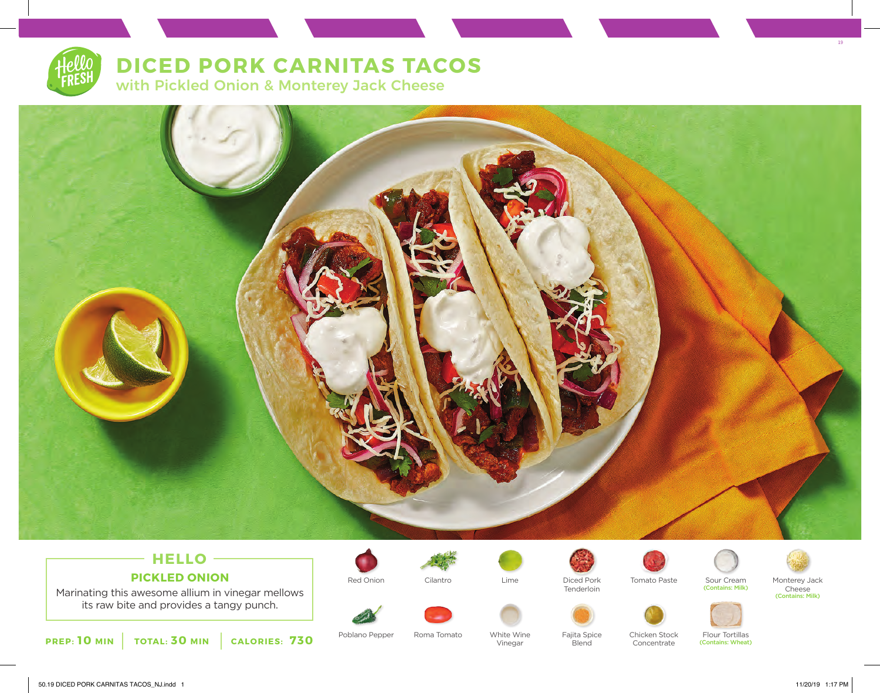# DICED PORK CARNITAS TACOS

## with Pickled Onion & Monterey Jack Cheese

## HELLO

### PICKLED ONION

Marinating this awesome allium in vinegar mellows its raw bite and provides a tangy punch.

**PREP: 10 MIN** | **TOTAL: 30 MIN** | **CALORIES: 730**

- Red Onion
- Cilantro
- Lime
- Diced Pork Tenderloin
- Tomato Paste
- Sour Cream (Contains: Milk)
- Monterey Jack Cheese (Contains: Milk)
- Poblano Pepper
- Roma Tomato
- White Wine Vinegar
- Fajita Spice Blend
- Chicken Stock Concentrate
- Flour Tortillas (Contains: Wheat)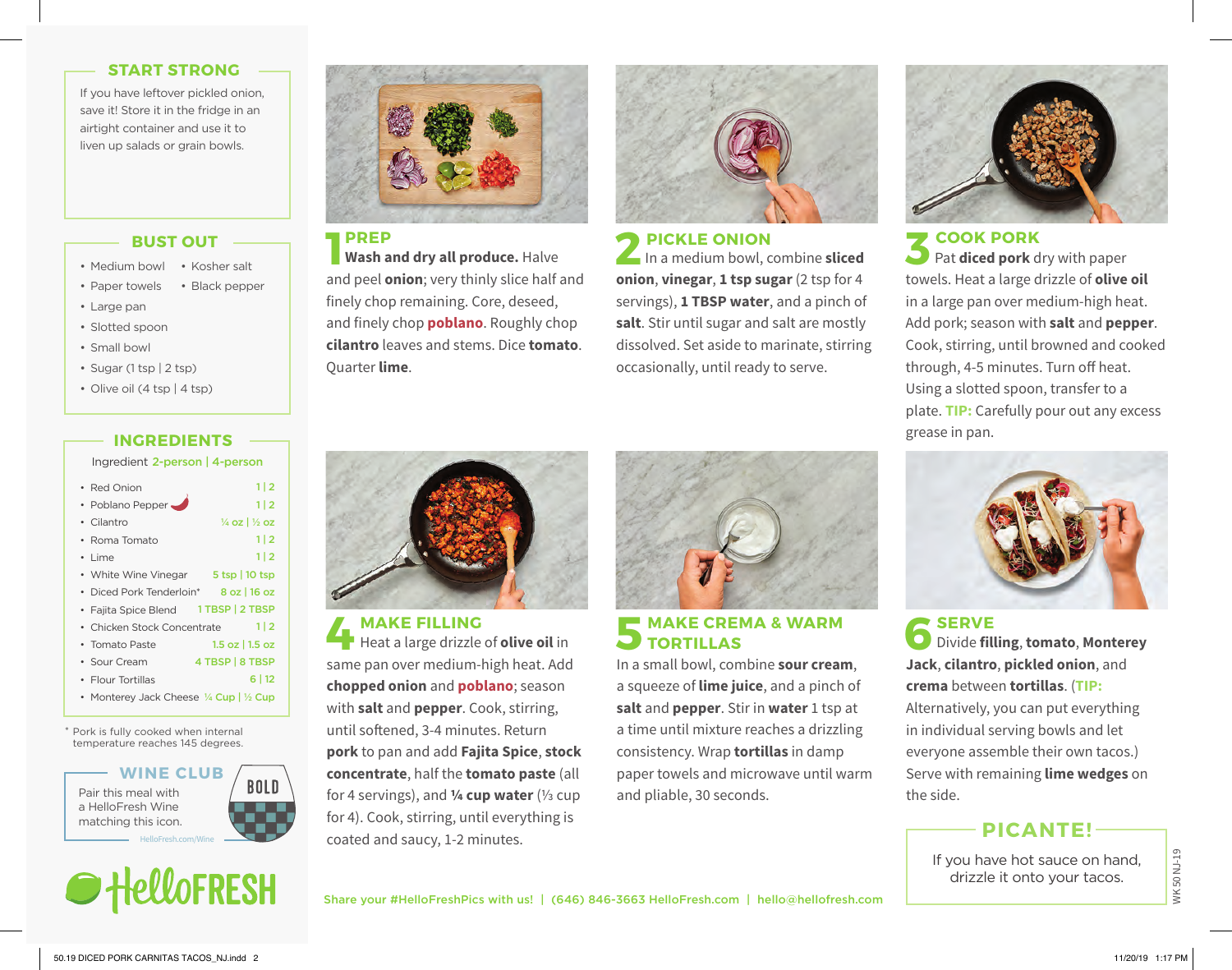## START STRONG

If you have leftover pickled onion, save it! Store it in the fridge in an airtight container and use it to liven up salads or grain bowls.

## BUST OUT

- Medium bowl
- Kosher salt
- Paper towels
- Black pepper
- Large pan
- Slotted spoon
- Small bowl
- Sugar (1 tsp | 2 tsp)
- Olive oil (4 tsp | 4 tsp)

## INGREDIENTS

| Ingredient | 2-person \| 4-person |
|---|---|
| Red Onion | 1 \| 2 |
| Poblano Pepper | 1 \| 2 |
| Cilantro | ¼ oz \| ½ oz |
| Roma Tomato | 1 \| 2 |
| Lime | 1 \| 2 |
| White Wine Vinegar | 5 tsp \| 10 tsp |
| Diced Pork Tenderloin* | 8 oz \| 16 oz |
| Fajita Spice Blend | 1 TBSP \| 2 TBSP |
| Chicken Stock Concentrate | 1 \| 2 |
| Tomato Paste | 1.5 oz \| 1.5 oz |
| Sour Cream | 4 TBSP \| 8 TBSP |
| Flour Tortillas | 6 \| 12 |
| Monterey Jack Cheese | ¼ Cup \| ½ Cup |

* Pork is fully cooked when internal temperature reaches 145 degrees.

## WINE CLUB

Pair this meal with a HelloFresh Wine matching this icon.

BOLD

HelloFresh.com/Wine

HelloFRESH

## 1 PREP

**Wash and dry all produce.** Halve and peel **onion**; very thinly slice half and finely chop remaining. Core, deseed, and finely chop **poblano**. Roughly chop **cilantro** leaves and stems. Dice **tomato**. Quarter **lime**.

## 2 PICKLE ONION

In a medium bowl, combine **sliced onion**, **vinegar**, **1 tsp sugar** (2 tsp for 4 servings), **1 TBSP water**, and a pinch of **salt**. Stir until sugar and salt are mostly dissolved. Set aside to marinate, stirring occasionally, until ready to serve.

## 3 COOK PORK

Pat **diced pork** dry with paper towels. Heat a large drizzle of **olive oil** in a large pan over medium-high heat. Add pork; season with **salt** and **pepper**. Cook, stirring, until browned and cooked through, 4-5 minutes. Turn off heat. Using a slotted spoon, transfer to a plate. **TIP:** Carefully pour out any excess grease in pan.

## 4 MAKE FILLING

Heat a large drizzle of **olive oil** in same pan over medium-high heat. Add **chopped onion** and **poblano**; season with **salt** and **pepper**. Cook, stirring, until softened, 3-4 minutes. Return **pork** to pan and add **Fajita Spice**, **stock concentrate**, half the **tomato paste** (all for 4 servings), and **¼ cup water** (⅓ cup for 4). Cook, stirring, until everything is coated and saucy, 1-2 minutes.

## 5 MAKE CREMA & WARM TORTILLAS

In a small bowl, combine **sour cream**, a squeeze of **lime juice**, and a pinch of **salt** and **pepper**. Stir in **water** 1 tsp at a time until mixture reaches a drizzling consistency. Wrap **tortillas** in damp paper towels and microwave until warm and pliable, 30 seconds.

## 6 SERVE

Divide **filling**, **tomato**, **Monterey Jack**, **cilantro**, **pickled onion**, and **crema** between **tortillas**. (**TIP:** Alternatively, you can put everything in individual serving bowls and let everyone assemble their own tacos.) Serve with remaining **lime wedges** on the side.

## PICANTE!

If you have hot sauce on hand, drizzle it onto your tacos.

Share your #HelloFreshPics with us! | (646) 846-3663 HelloFresh.com | hello@hellofresh.com

WK 50 NJ-19